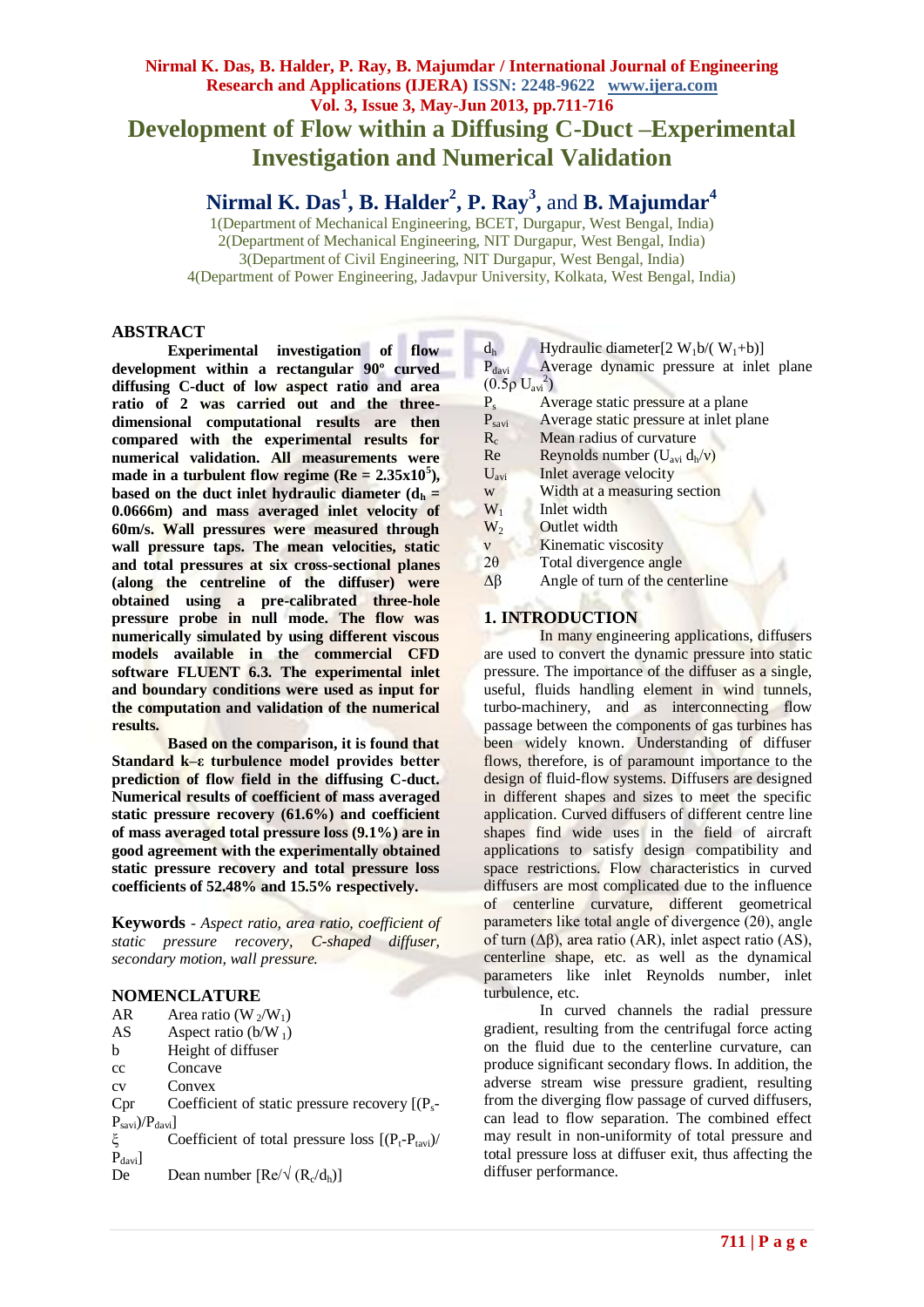# Development of Flow within a Diffusing C-Duct –Experimental Investigation and Numerical Validation

**Nirmal K. Das[1], B. Halder[2], P. Ray[3], and B. Majumdar[4]**

1(Department of Mechanical Engineering, BCET, Durgapur, West Bengal, India)
2(Department of Mechanical Engineering, NIT Durgapur, West Bengal, India)
3(Department of Civil Engineering, NIT Durgapur, West Bengal, India)
4(Department of Power Engineering, Jadavpur University, Kolkata, West Bengal, India)

## ABSTRACT

**Experimental investigation of flow development within a rectangular 90º curved diffusing C-duct of low aspect ratio and area ratio of 2 was carried out and the three-dimensional computational results are then compared with the experimental results for numerical validation. All measurements were made in a turbulent flow regime (Re = $2.35\times10^5$), based on the duct inlet hydraulic diameter ($d_h$ = 0.0666m) and mass averaged inlet velocity of 60m/s. Wall pressures were measured through wall pressure taps. The mean velocities, static and total pressures at six cross-sectional planes (along the centreline of the diffuser) were obtained using a pre-calibrated three-hole pressure probe in null mode. The flow was numerically simulated by using different viscous models available in the commercial CFD software FLUENT 6.3. The experimental inlet and boundary conditions were used as input for the computation and validation of the numerical results.**

**Based on the comparison, it is found that Standard k–ε turbulence model provides better prediction of flow field in the diffusing C-duct. Numerical results of coefficient of mass averaged static pressure recovery (61.6%) and coefficient of mass averaged total pressure loss (9.1%) are in good agreement with the experimentally obtained static pressure recovery and total pressure loss coefficients of 52.48% and 15.5% respectively.**

**Keywords** - *Aspect ratio, area ratio, coefficient of static pressure recovery, C-shaped diffuser, secondary motion, wall pressure.*

## NOMENCLATURE

| | |
|---|---|
| AR | Area ratio ($W_2/W_1$) |
| AS | Aspect ratio ($b/W_1$) |
| b | Height of diffuser |
| cc | Concave |
| cv | Convex |
| Cpr | Coefficient of static pressure recovery [$(P_s-P_{savi})/P_{davi}$] |
| ξ | Coefficient of total pressure loss [$(P_t-P_{tavi})/P_{davi}$] |
| De | Dean number [$Re/\sqrt{(R_c/d_h)}$] |
| $d_h$ | Hydraulic diameter[$2\,W_1b/(W_1+b)$] |
| $P_{davi}$ | Average dynamic pressure at inlet plane ($0.5\rho\,U_{avi}^2$) |
| $P_s$ | Average static pressure at a plane |
| $P_{savi}$ | Average static pressure at inlet plane |
| $R_c$ | Mean radius of curvature |
| Re | Reynolds number ($U_{avi}\,d_h/\nu$) |
| $U_{avi}$ | Inlet average velocity |
| w | Width at a measuring section |
| $W_1$ | Inlet width |
| $W_2$ | Outlet width |
| ν | Kinematic viscosity |
| 2θ | Total divergence angle |
| Δβ | Angle of turn of the centerline |

## 1. INTRODUCTION

In many engineering applications, diffusers are used to convert the dynamic pressure into static pressure. The importance of the diffuser as a single, useful, fluids handling element in wind tunnels, turbo-machinery, and as interconnecting flow passage between the components of gas turbines has been widely known. Understanding of diffuser flows, therefore, is of paramount importance to the design of fluid-flow systems. Diffusers are designed in different shapes and sizes to meet the specific application. Curved diffusers of different centre line shapes find wide uses in the field of aircraft applications to satisfy design compatibility and space restrictions. Flow characteristics in curved diffusers are most complicated due to the influence of centerline curvature, different geometrical parameters like total angle of divergence (2θ), angle of turn (Δβ), area ratio (AR), inlet aspect ratio (AS), centerline shape, etc. as well as the dynamical parameters like inlet Reynolds number, inlet turbulence, etc.

In curved channels the radial pressure gradient, resulting from the centrifugal force acting on the fluid due to the centerline curvature, can produce significant secondary flows. In addition, the adverse stream wise pressure gradient, resulting from the diverging flow passage of curved diffusers, can lead to flow separation. The combined effect may result in non-uniformity of total pressure and total pressure loss at diffuser exit, thus affecting the diffuser performance.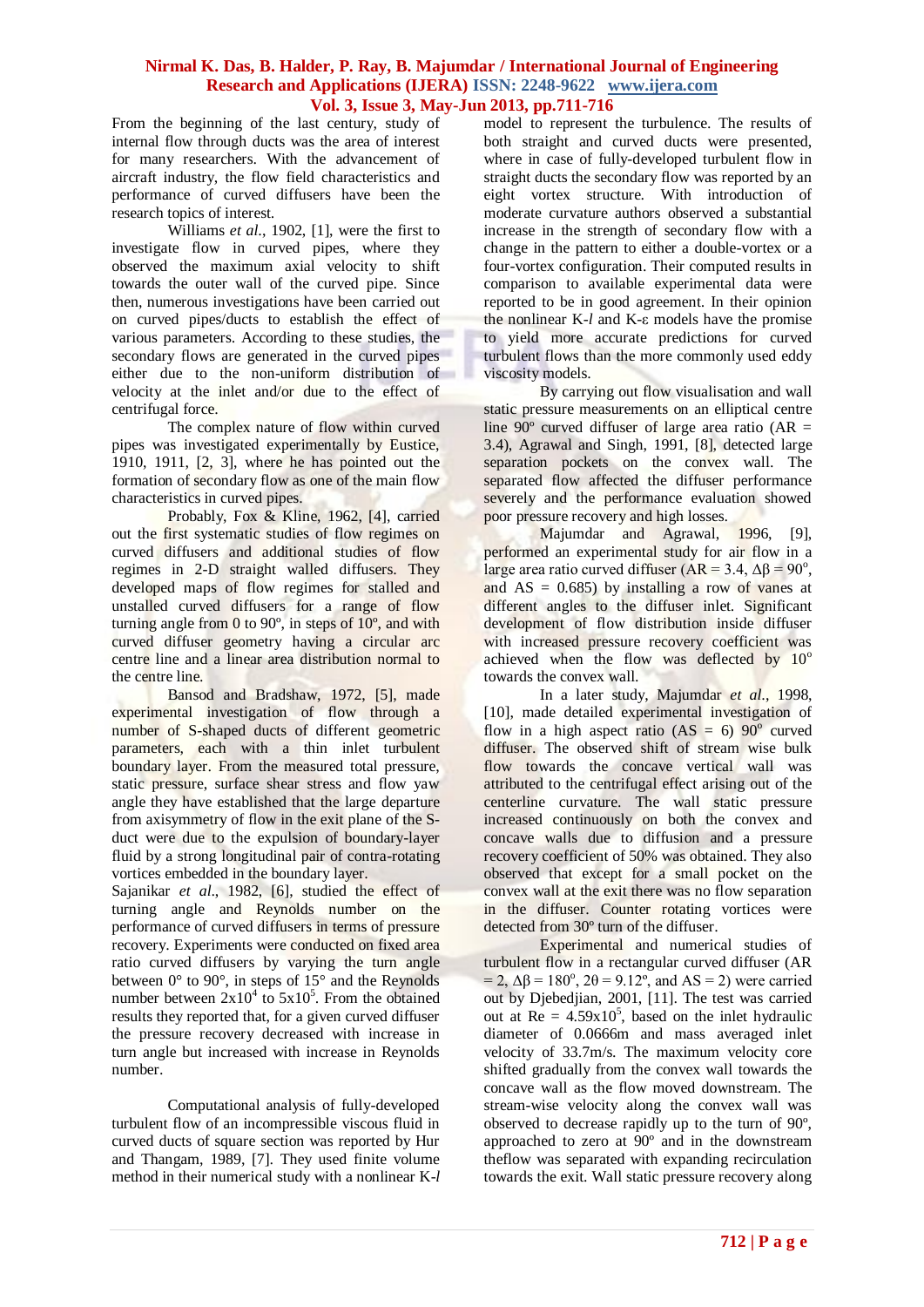From the beginning of the last century, study of internal flow through ducts was the area of interest for many researchers. With the advancement of aircraft industry, the flow field characteristics and performance of curved diffusers have been the research topics of interest.

Williams *et al.*, 1902, [1], were the first to investigate flow in curved pipes, where they observed the maximum axial velocity to shift towards the outer wall of the curved pipe. Since then, numerous investigations have been carried out on curved pipes/ducts to establish the effect of various parameters. According to these studies, the secondary flows are generated in the curved pipes either due to the non-uniform distribution of velocity at the inlet and/or due to the effect of centrifugal force.

The complex nature of flow within curved pipes was investigated experimentally by Eustice, 1910, 1911, [2, 3], where he has pointed out the formation of secondary flow as one of the main flow characteristics in curved pipes.

Probably, Fox & Kline, 1962, [4], carried out the first systematic studies of flow regimes on curved diffusers and additional studies of flow regimes in 2-D straight walled diffusers. They developed maps of flow regimes for stalled and unstalled curved diffusers for a range of flow turning angle from 0 to 90º, in steps of 10º, and with curved diffuser geometry having a circular arc centre line and a linear area distribution normal to the centre line.

Bansod and Bradshaw, 1972, [5], made experimental investigation of flow through a number of S-shaped ducts of different geometric parameters, each with a thin inlet turbulent boundary layer. From the measured total pressure, static pressure, surface shear stress and flow yaw angle they have established that the large departure from axisymmetry of flow in the exit plane of the S-duct were due to the expulsion of boundary-layer fluid by a strong longitudinal pair of contra-rotating vortices embedded in the boundary layer.

Sajanikar *et al.*, 1982, [6], studied the effect of turning angle and Reynolds number on the performance of curved diffusers in terms of pressure recovery. Experiments were conducted on fixed area ratio curved diffusers by varying the turn angle between 0° to 90°, in steps of 15° and the Reynolds number between $2x10^4$ to $5x10^5$. From the obtained results they reported that, for a given curved diffuser the pressure recovery decreased with increase in turn angle but increased with increase in Reynolds number.

Computational analysis of fully-developed turbulent flow of an incompressible viscous fluid in curved ducts of square section was reported by Hur and Thangam, 1989, [7]. They used finite volume method in their numerical study with a nonlinear K-*l* model to represent the turbulence. The results of both straight and curved ducts were presented, where in case of fully-developed turbulent flow in straight ducts the secondary flow was reported by an eight vortex structure. With introduction of moderate curvature authors observed a substantial increase in the strength of secondary flow with a change in the pattern to either a double-vortex or a four-vortex configuration. Their computed results in comparison to available experimental data were reported to be in good agreement. In their opinion the nonlinear K-*l* and K-ε models have the promise to yield more accurate predictions for curved turbulent flows than the more commonly used eddy viscosity models.

By carrying out flow visualisation and wall static pressure measurements on an elliptical centre line 90º curved diffuser of large area ratio (AR = 3.4), Agrawal and Singh, 1991, [8], detected large separation pockets on the convex wall. The separated flow affected the diffuser performance severely and the performance evaluation showed poor pressure recovery and high losses.

Majumdar and Agrawal, 1996, [9], performed an experimental study for air flow in a large area ratio curved diffuser (AR = 3.4, $\Delta\beta = 90^o$, and AS = 0.685) by installing a row of vanes at different angles to the diffuser inlet. Significant development of flow distribution inside diffuser with increased pressure recovery coefficient was achieved when the flow was deflected by $10^o$ towards the convex wall.

In a later study, Majumdar *et al.*, 1998, [10], made detailed experimental investigation of flow in a high aspect ratio (AS = 6) $90^o$ curved diffuser. The observed shift of stream wise bulk flow towards the concave vertical wall was attributed to the centrifugal effect arising out of the centerline curvature. The wall static pressure increased continuously on both the convex and concave walls due to diffusion and a pressure recovery coefficient of 50% was obtained. They also observed that except for a small pocket on the convex wall at the exit there was no flow separation in the diffuser. Counter rotating vortices were detected from 30º turn of the diffuser.

Experimental and numerical studies of turbulent flow in a rectangular curved diffuser (AR = 2, $\Delta\beta = 180^o$, $2\theta = 9.12º$, and AS = 2) were carried out by Djebedjian, 2001, [11]. The test was carried out at Re = $4.59x10^5$, based on the inlet hydraulic diameter of 0.0666m and mass averaged inlet velocity of 33.7m/s. The maximum velocity core shifted gradually from the convex wall towards the concave wall as the flow moved downstream. The stream-wise velocity along the convex wall was observed to decrease rapidly up to the turn of 90º, approached to zero at 90º and in the downstream theflow was separated with expanding recirculation towards the exit. Wall static pressure recovery along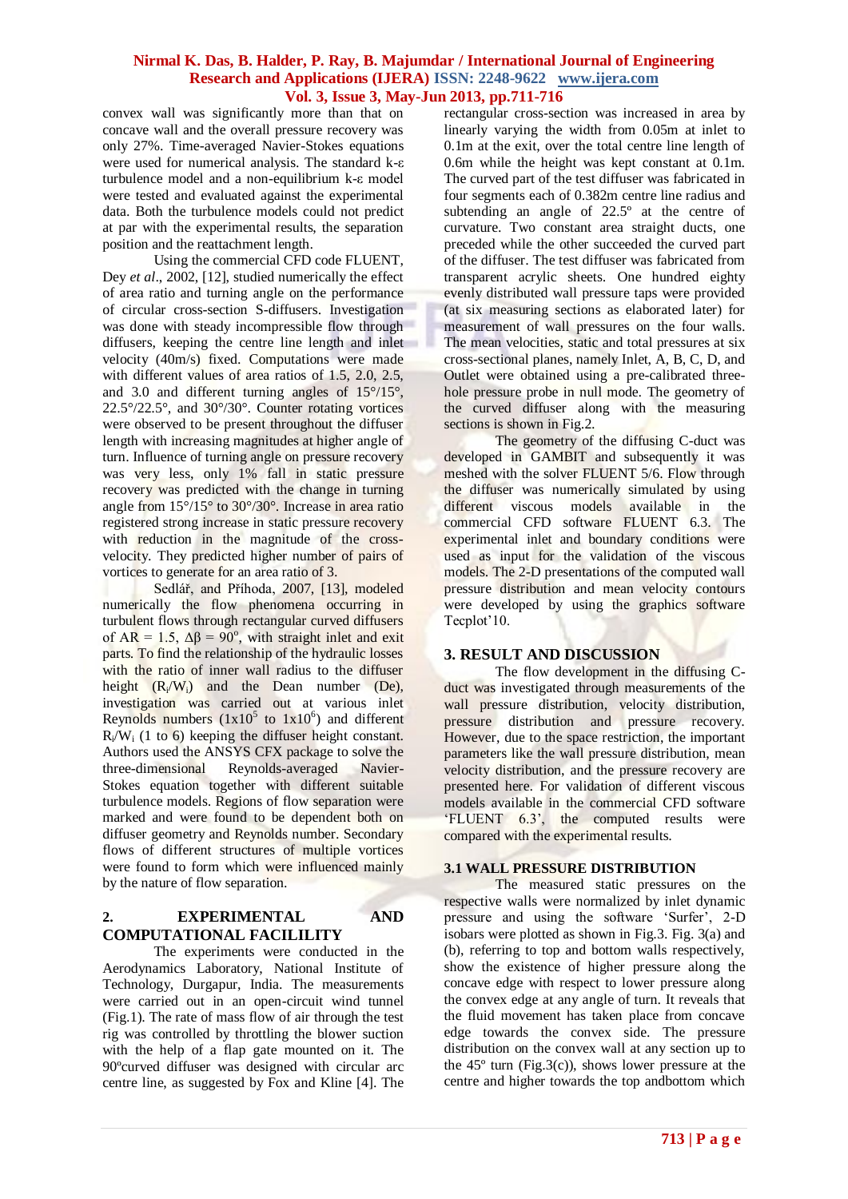convex wall was significantly more than that on concave wall and the overall pressure recovery was only 27%. Time-averaged Navier-Stokes equations were used for numerical analysis. The standard k-ε turbulence model and a non-equilibrium k-ε model were tested and evaluated against the experimental data. Both the turbulence models could not predict at par with the experimental results, the separation position and the reattachment length.

Using the commercial CFD code FLUENT, Dey *et al*., 2002, [12], studied numerically the effect of area ratio and turning angle on the performance of circular cross-section S-diffusers. Investigation was done with steady incompressible flow through diffusers, keeping the centre line length and inlet velocity (40m/s) fixed. Computations were made with different values of area ratios of 1.5, 2.0, 2.5, and 3.0 and different turning angles of 15°/15°, 22.5°/22.5°, and 30°/30°. Counter rotating vortices were observed to be present throughout the diffuser length with increasing magnitudes at higher angle of turn. Influence of turning angle on pressure recovery was very less, only 1% fall in static pressure recovery was predicted with the change in turning angle from 15°/15° to 30°/30°. Increase in area ratio registered strong increase in static pressure recovery with reduction in the magnitude of the cross-velocity. They predicted higher number of pairs of vortices to generate for an area ratio of 3.

Sedlář, and Příhoda, 2007, [13], modeled numerically the flow phenomena occurring in turbulent flows through rectangular curved diffusers of AR = 1.5, $\Delta\beta = 90^{o}$, with straight inlet and exit parts. To find the relationship of the hydraulic losses with the ratio of inner wall radius to the diffuser height ($R_i/W_i$) and the Dean number (De), investigation was carried out at various inlet Reynolds numbers ($1\text{x}10^5$ to $1\text{x}10^6$) and different $R_i/W_i$ (1 to 6) keeping the diffuser height constant. Authors used the ANSYS CFX package to solve the three-dimensional Reynolds-averaged Navier-Stokes equation together with different suitable turbulence models. Regions of flow separation were marked and were found to be dependent both on diffuser geometry and Reynolds number. Secondary flows of different structures of multiple vortices were found to form which were influenced mainly by the nature of flow separation.

## 2. EXPERIMENTAL AND COMPUTATIONAL FACILILITY

The experiments were conducted in the Aerodynamics Laboratory, National Institute of Technology, Durgapur, India. The measurements were carried out in an open-circuit wind tunnel (Fig.1). The rate of mass flow of air through the test rig was controlled by throttling the blower suction with the help of a flap gate mounted on it. The 90ºcurved diffuser was designed with circular arc centre line, as suggested by Fox and Kline [4]. The rectangular cross-section was increased in area by linearly varying the width from 0.05m at inlet to 0.1m at the exit, over the total centre line length of 0.6m while the height was kept constant at 0.1m. The curved part of the test diffuser was fabricated in four segments each of 0.382m centre line radius and subtending an angle of 22.5º at the centre of curvature. Two constant area straight ducts, one preceded while the other succeeded the curved part of the diffuser. The test diffuser was fabricated from transparent acrylic sheets. One hundred eighty evenly distributed wall pressure taps were provided (at six measuring sections as elaborated later) for measurement of wall pressures on the four walls. The mean velocities, static and total pressures at six cross-sectional planes, namely Inlet, A, B, C, D, and Outlet were obtained using a pre-calibrated three-hole pressure probe in null mode. The geometry of the curved diffuser along with the measuring sections is shown in Fig.2.

The geometry of the diffusing C-duct was developed in GAMBIT and subsequently it was meshed with the solver FLUENT 5/6. Flow through the diffuser was numerically simulated by using different viscous models available in the commercial CFD software FLUENT 6.3. The experimental inlet and boundary conditions were used as input for the validation of the viscous models. The 2-D presentations of the computed wall pressure distribution and mean velocity contours were developed by using the graphics software Tecplot'10.

## 3. RESULT AND DISCUSSION

The flow development in the diffusing C-duct was investigated through measurements of the wall pressure distribution, velocity distribution, pressure distribution and pressure recovery. However, due to the space restriction, the important parameters like the wall pressure distribution, mean velocity distribution, and the pressure recovery are presented here. For validation of different viscous models available in the commercial CFD software 'FLUENT 6.3', the computed results were compared with the experimental results.

### 3.1 WALL PRESSURE DISTRIBUTION

The measured static pressures on the respective walls were normalized by inlet dynamic pressure and using the software 'Surfer', 2-D isobars were plotted as shown in Fig.3. Fig. 3(a) and (b), referring to top and bottom walls respectively, show the existence of higher pressure along the concave edge with respect to lower pressure along the convex edge at any angle of turn. It reveals that the fluid movement has taken place from concave edge towards the convex side. The pressure distribution on the convex wall at any section up to the 45º turn (Fig.3(c)), shows lower pressure at the centre and higher towards the top andbottom which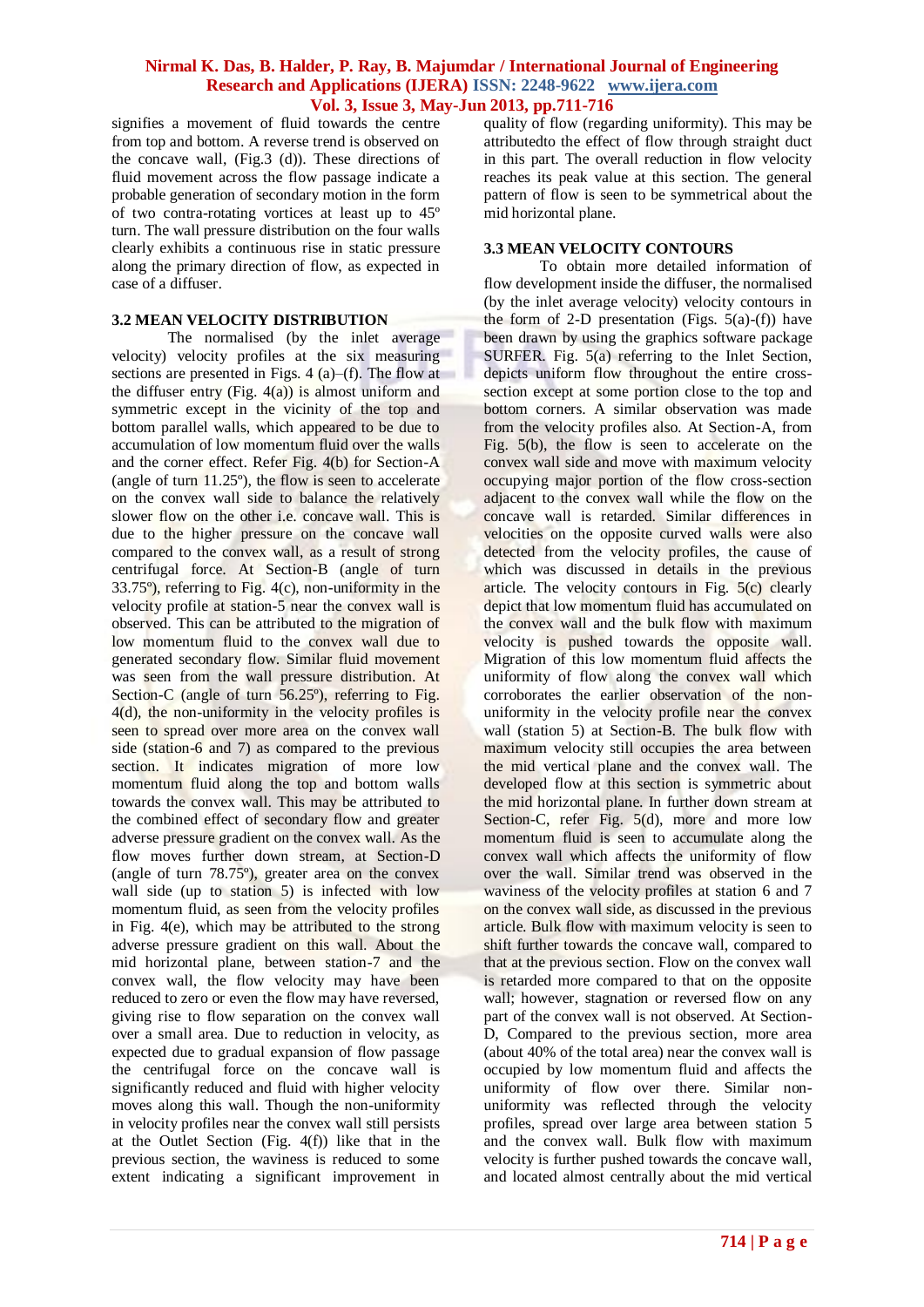signifies a movement of fluid towards the centre from top and bottom. A reverse trend is observed on the concave wall, (Fig.3 (d)). These directions of fluid movement across the flow passage indicate a probable generation of secondary motion in the form of two contra-rotating vortices at least up to 45º turn. The wall pressure distribution on the four walls clearly exhibits a continuous rise in static pressure along the primary direction of flow, as expected in case of a diffuser.

### 3.2 MEAN VELOCITY DISTRIBUTION

The normalised (by the inlet average velocity) velocity profiles at the six measuring sections are presented in Figs. 4 (a)–(f). The flow at the diffuser entry (Fig. 4(a)) is almost uniform and symmetric except in the vicinity of the top and bottom parallel walls, which appeared to be due to accumulation of low momentum fluid over the walls and the corner effect. Refer Fig. 4(b) for Section-A (angle of turn 11.25º), the flow is seen to accelerate on the convex wall side to balance the relatively slower flow on the other i.e. concave wall. This is due to the higher pressure on the concave wall compared to the convex wall, as a result of strong centrifugal force. At Section-B (angle of turn 33.75º), referring to Fig. 4(c), non-uniformity in the velocity profile at station-5 near the convex wall is observed. This can be attributed to the migration of low momentum fluid to the convex wall due to generated secondary flow. Similar fluid movement was seen from the wall pressure distribution. At Section-C (angle of turn 56.25º), referring to Fig. 4(d), the non-uniformity in the velocity profiles is seen to spread over more area on the convex wall side (station-6 and 7) as compared to the previous section. It indicates migration of more low momentum fluid along the top and bottom walls towards the convex wall. This may be attributed to the combined effect of secondary flow and greater adverse pressure gradient on the convex wall. As the flow moves further down stream, at Section-D (angle of turn 78.75º), greater area on the convex wall side (up to station 5) is infected with low momentum fluid, as seen from the velocity profiles in Fig. 4(e), which may be attributed to the strong adverse pressure gradient on this wall. About the mid horizontal plane, between station-7 and the convex wall, the flow velocity may have been reduced to zero or even the flow may have reversed, giving rise to flow separation on the convex wall over a small area. Due to reduction in velocity, as expected due to gradual expansion of flow passage the centrifugal force on the concave wall is significantly reduced and fluid with higher velocity moves along this wall. Though the non-uniformity in velocity profiles near the convex wall still persists at the Outlet Section (Fig. 4(f)) like that in the previous section, the waviness is reduced to some extent indicating a significant improvement in quality of flow (regarding uniformity). This may be attributedto the effect of flow through straight duct in this part. The overall reduction in flow velocity reaches its peak value at this section. The general pattern of flow is seen to be symmetrical about the mid horizontal plane.

### 3.3 MEAN VELOCITY CONTOURS

To obtain more detailed information of flow development inside the diffuser, the normalised (by the inlet average velocity) velocity contours in the form of 2-D presentation (Figs. 5(a)-(f)) have been drawn by using the graphics software package SURFER. Fig. 5(a) referring to the Inlet Section, depicts uniform flow throughout the entire cross-section except at some portion close to the top and bottom corners. A similar observation was made from the velocity profiles also. At Section-A, from Fig. 5(b), the flow is seen to accelerate on the convex wall side and move with maximum velocity occupying major portion of the flow cross-section adjacent to the convex wall while the flow on the concave wall is retarded. Similar differences in velocities on the opposite curved walls were also detected from the velocity profiles, the cause of which was discussed in details in the previous article. The velocity contours in Fig. 5(c) clearly depict that low momentum fluid has accumulated on the convex wall and the bulk flow with maximum velocity is pushed towards the opposite wall. Migration of this low momentum fluid affects the uniformity of flow along the convex wall which corroborates the earlier observation of the non-uniformity in the velocity profile near the convex wall (station 5) at Section-B. The bulk flow with maximum velocity still occupies the area between the mid vertical plane and the convex wall. The developed flow at this section is symmetric about the mid horizontal plane. In further down stream at Section-C, refer Fig. 5(d), more and more low momentum fluid is seen to accumulate along the convex wall which affects the uniformity of flow over the wall. Similar trend was observed in the waviness of the velocity profiles at station 6 and 7 on the convex wall side, as discussed in the previous article. Bulk flow with maximum velocity is seen to shift further towards the concave wall, compared to that at the previous section. Flow on the convex wall is retarded more compared to that on the opposite wall; however, stagnation or reversed flow on any part of the convex wall is not observed. At Section-D, Compared to the previous section, more area (about 40% of the total area) near the convex wall is occupied by low momentum fluid and affects the uniformity of flow over there. Similar non-uniformity was reflected through the velocity profiles, spread over large area between station 5 and the convex wall. Bulk flow with maximum velocity is further pushed towards the concave wall, and located almost centrally about the mid vertical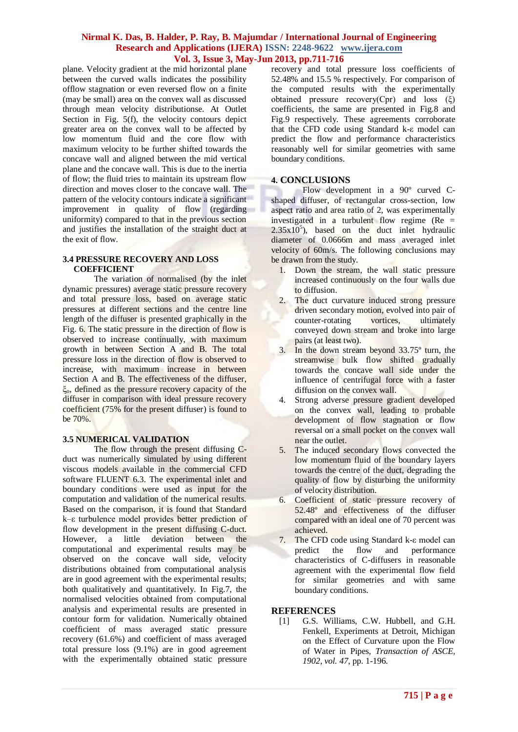plane. Velocity gradient at the mid horizontal plane between the curved walls indicates the possibility offlow stagnation or even reversed flow on a finite (may be small) area on the convex wall as discussed through mean velocity distributionse. At Outlet Section in Fig. 5(f), the velocity contours depict greater area on the convex wall to be affected by low momentum fluid and the core flow with maximum velocity to be further shifted towards the concave wall and aligned between the mid vertical plane and the concave wall. This is due to the inertia of flow; the fluid tries to maintain its upstream flow direction and moves closer to the concave wall. The pattern of the velocity contours indicate a significant improvement in quality of flow (regarding uniformity) compared to that in the previous section and justifies the installation of the straight duct at the exit of flow.

### 3.4 PRESSURE RECOVERY AND LOSS COEFFICIENT

The variation of normalised (by the inlet dynamic pressures) average static pressure recovery and total pressure loss, based on average static pressures at different sections and the centre line length of the diffuser is presented graphically in the Fig. 6. The static pressure in the direction of flow is observed to increase continually, with maximum growth in between Section A and B. The total pressure loss in the direction of flow is observed to increase, with maximum increase in between Section A and B. The effectiveness of the diffuser, $\xi_o$, defined as the pressure recovery capacity of the diffuser in comparison with ideal pressure recovery coefficient (75% for the present diffuser) is found to be 70%.

### 3.5 NUMERICAL VALIDATION

The flow through the present diffusing C-duct was numerically simulated by using different viscous models available in the commercial CFD software FLUENT 6.3. The experimental inlet and boundary conditions were used as input for the computation and validation of the numerical results. Based on the comparison, it is found that Standard k–ε turbulence model provides better prediction of flow development in the present diffusing C-duct. However, a little deviation between the computational and experimental results may be observed on the concave wall side, velocity distributions obtained from computational analysis are in good agreement with the experimental results; both qualitatively and quantitatively. In Fig.7, the normalised velocities obtained from computational analysis and experimental results are presented in contour form for validation. Numerically obtained coefficient of mass averaged static pressure recovery (61.6%) and coefficient of mass averaged total pressure loss (9.1%) are in good agreement with the experimentally obtained static pressure recovery and total pressure loss coefficients of 52.48% and 15.5 % respectively. For comparison of the computed results with the experimentally obtained pressure recovery(Cpr) and loss (ξ) coefficients, the same are presented in Fig.8 and Fig.9 respectively. These agreements corroborate that the CFD code using Standard k-ε model can predict the flow and performance characteristics reasonably well for similar geometries with same boundary conditions.

## 4. CONCLUSIONS

Flow development in a 90º curved C-shaped diffuser, of rectangular cross-section, low aspect ratio and area ratio of 2, was experimentally investigated in a turbulent flow regime (Re = $2.35 \times 10^5$), based on the duct inlet hydraulic diameter of 0.0666m and mass averaged inlet velocity of 60m/s. The following conclusions may be drawn from the study.

1. Down the stream, the wall static pressure increased continuously on the four walls due to diffusion.
2. The duct curvature induced strong pressure driven secondary motion, evolved into pair of counter-rotating vortices, ultimately conveyed down stream and broke into large pairs (at least two).
3. In the down stream beyond 33.75º turn, the streamwise bulk flow shifted gradually towards the concave wall side under the influence of centrifugal force with a faster diffusion on the convex wall.
4. Strong adverse pressure gradient developed on the convex wall, leading to probable development of flow stagnation or flow reversal on a small pocket on the convex wall near the outlet.
5. The induced secondary flows convected the low momentum fluid of the boundary layers towards the centre of the duct, degrading the quality of flow by disturbing the uniformity of velocity distribution.
6. Coefficient of static pressure recovery of 52.48º and effectiveness of the diffuser compared with an ideal one of 70 percent was achieved.
7. The CFD code using Standard k-ε model can predict the flow and performance characteristics of C-diffusers in reasonable agreement with the experimental flow field for similar geometries and with same boundary conditions.

## REFERENCES

[1] G.S. Williams, C.W. Hubbell, and G.H. Fenkell, Experiments at Detroit, Michigan on the Effect of Curvature upon the Flow of Water in Pipes, *Transaction of ASCE, 1902, vol. 47*, pp. 1-196.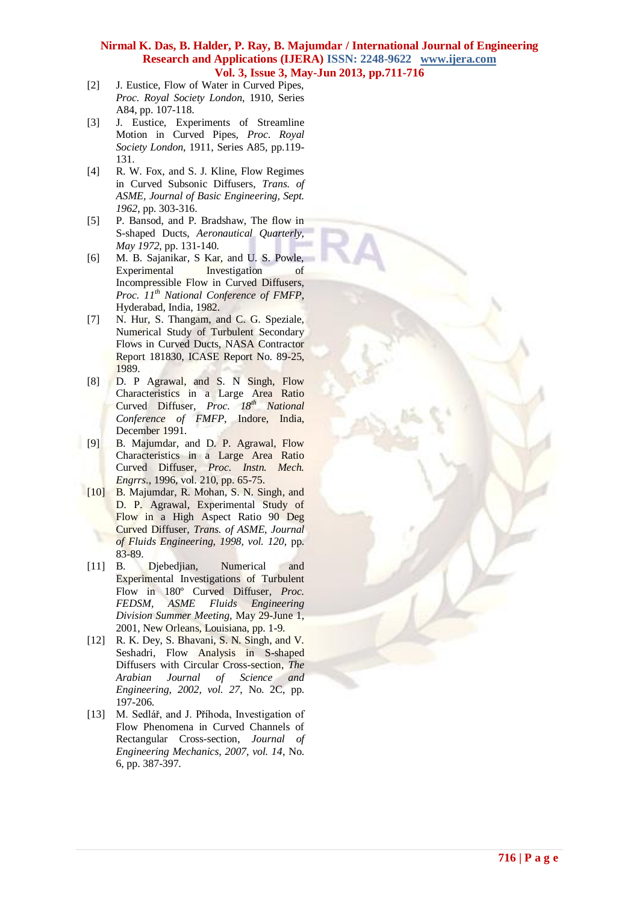[2] J. Eustice, Flow of Water in Curved Pipes, *Proc. Royal Society London*, 1910, Series A84, pp. 107-118.

[3] J. Eustice, Experiments of Streamline Motion in Curved Pipes, *Proc. Royal Society London*, 1911, Series A85, pp.119-131.

[4] R. W. Fox, and S. J. Kline, Flow Regimes in Curved Subsonic Diffusers, *Trans. of ASME, Journal of Basic Engineering, Sept. 1962*, pp. 303-316.

[5] P. Bansod, and P. Bradshaw, The flow in S-shaped Ducts, *Aeronautical Quarterly, May 1972*, pp. 131-140.

[6] M. B. Sajanikar, S Kar, and U. S. Powle, Experimental Investigation of Incompressible Flow in Curved Diffusers, *Proc. 11th National Conference of FMFP*, Hyderabad, India, 1982.

[7] N. Hur, S. Thangam, and C. G. Speziale, Numerical Study of Turbulent Secondary Flows in Curved Ducts, NASA Contractor Report 181830, ICASE Report No. 89-25, 1989.

[8] D. P Agrawal, and S. N Singh, Flow Characteristics in a Large Area Ratio Curved Diffuser, *Proc. 18th National Conference of FMFP*, Indore, India, December 1991.

[9] B. Majumdar, and D. P. Agrawal, Flow Characteristics in a Large Area Ratio Curved Diffuser, *Proc. Instn. Mech. Engrrs.*, 1996, vol. 210, pp. 65-75.

[10] B. Majumdar, R. Mohan, S. N. Singh, and D. P. Agrawal, Experimental Study of Flow in a High Aspect Ratio 90 Deg Curved Diffuser, *Trans. of ASME, Journal of Fluids Engineering, 1998, vol. 120*, pp. 83-89.

[11] B. Djebedjian, Numerical and Experimental Investigations of Turbulent Flow in 180º Curved Diffuser, *Proc. FEDSM, ASME Fluids Engineering Division Summer Meeting*, May 29-June 1, 2001, New Orleans, Louisiana, pp. 1-9.

[12] R. K. Dey, S. Bhavani, S. N. Singh, and V. Seshadri, Flow Analysis in S-shaped Diffusers with Circular Cross-section, *The Arabian Journal of Science and Engineering, 2002, vol. 27*, No. 2C, pp. 197-206.

[13] M. Sedlář, and J. Příhoda, Investigation of Flow Phenomena in Curved Channels of Rectangular Cross-section, *Journal of Engineering Mechanics, 2007, vol. 14*, No. 6, pp. 387-397.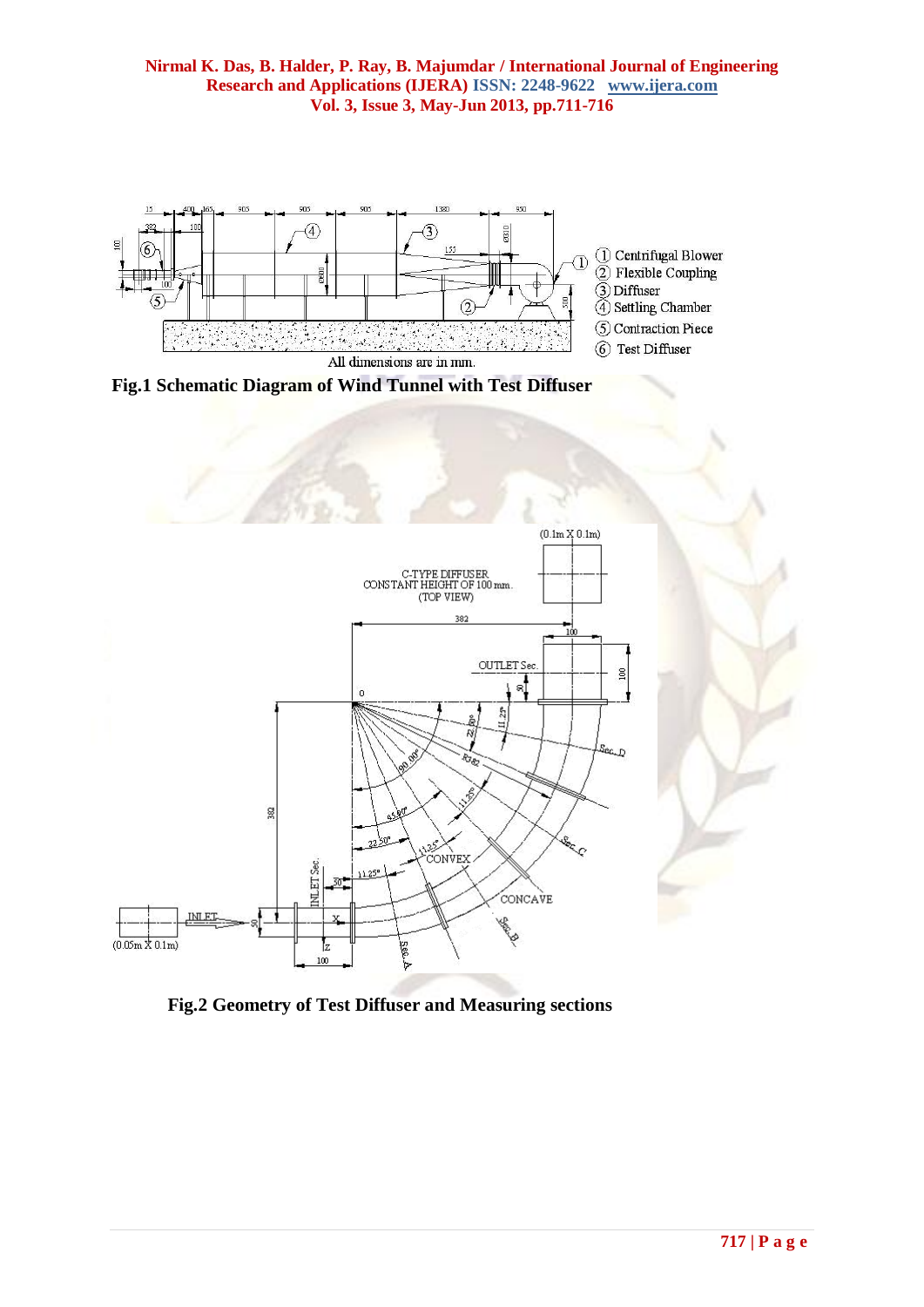Fig.1 Schematic Diagram of Wind Tunnel with Test Diffuser

Fig.2 Geometry of Test Diffuser and Measuring sections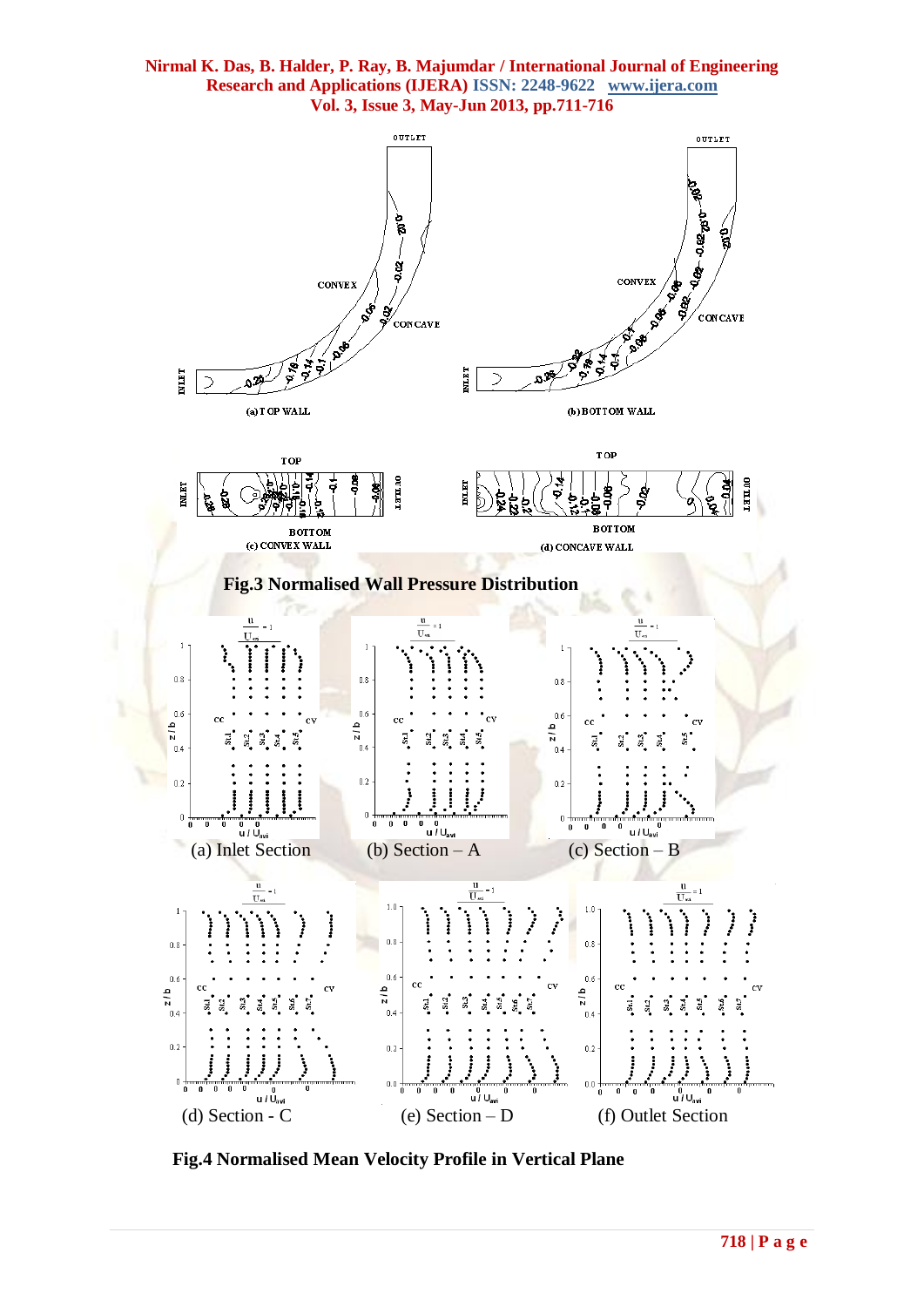Fig.3 Normalised Wall Pressure Distribution

(a) Inlet Section (b) Section – A (c) Section – B

(d) Section - C (e) Section – D (f) Outlet Section

Fig.4 Normalised Mean Velocity Profile in Vertical Plane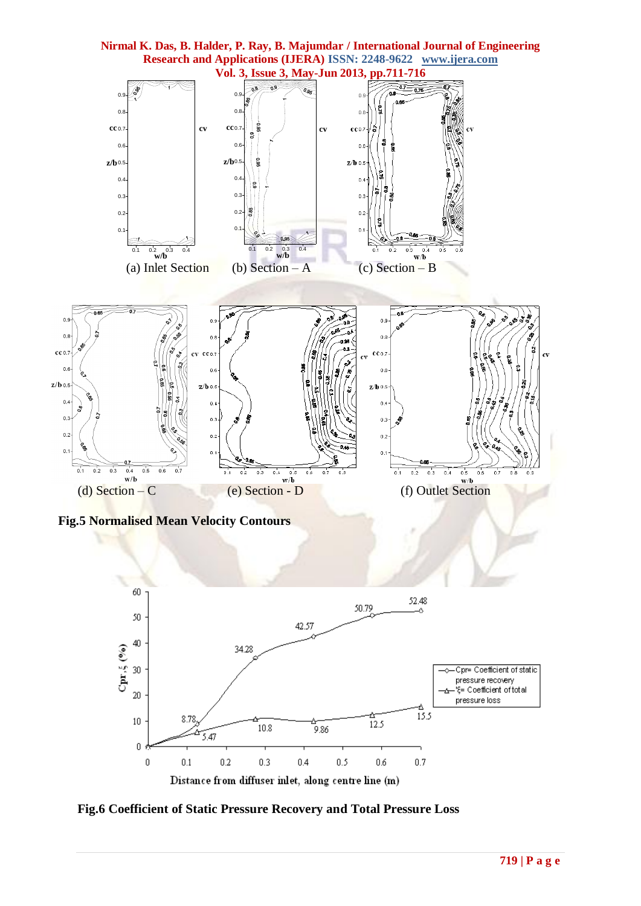(a) Inlet Section (b) Section – A (c) Section – B

(d) Section – C (e) Section - D (f) Outlet Section

**Fig.5 Normalised Mean Velocity Contours**

**Fig.6 Coefficient of Static Pressure Recovery and Total Pressure Loss**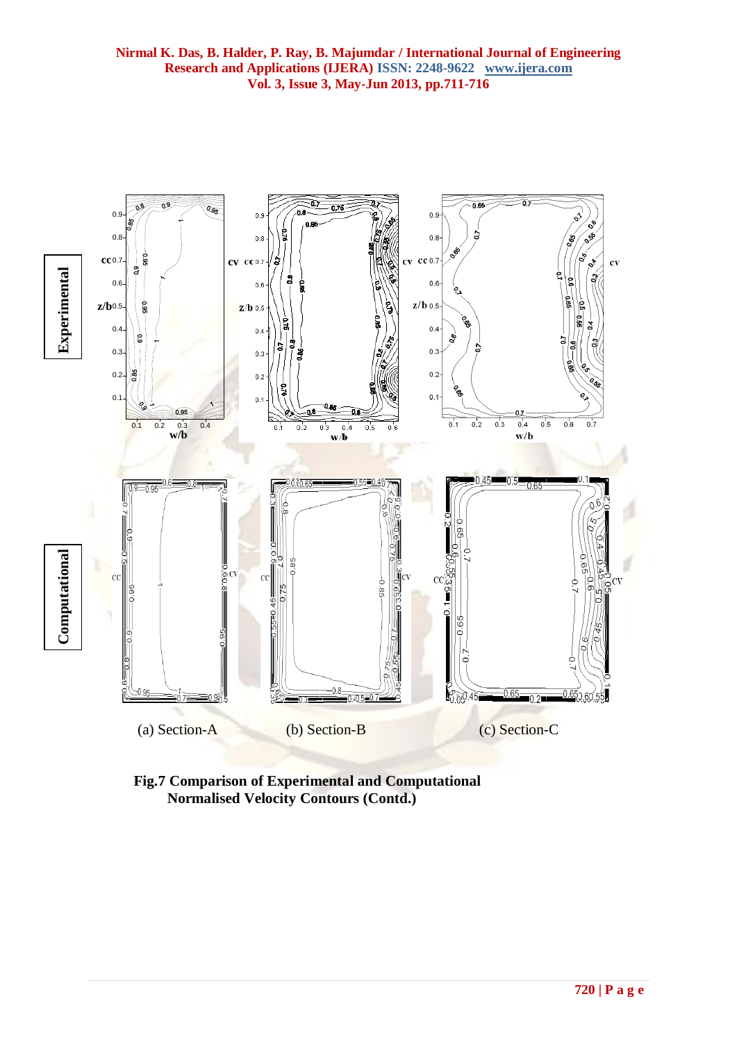(a) Section-A (b) Section-B (c) Section-C

**Fig.7 Comparison of Experimental and Computational Normalised Velocity Contours (Contd.)**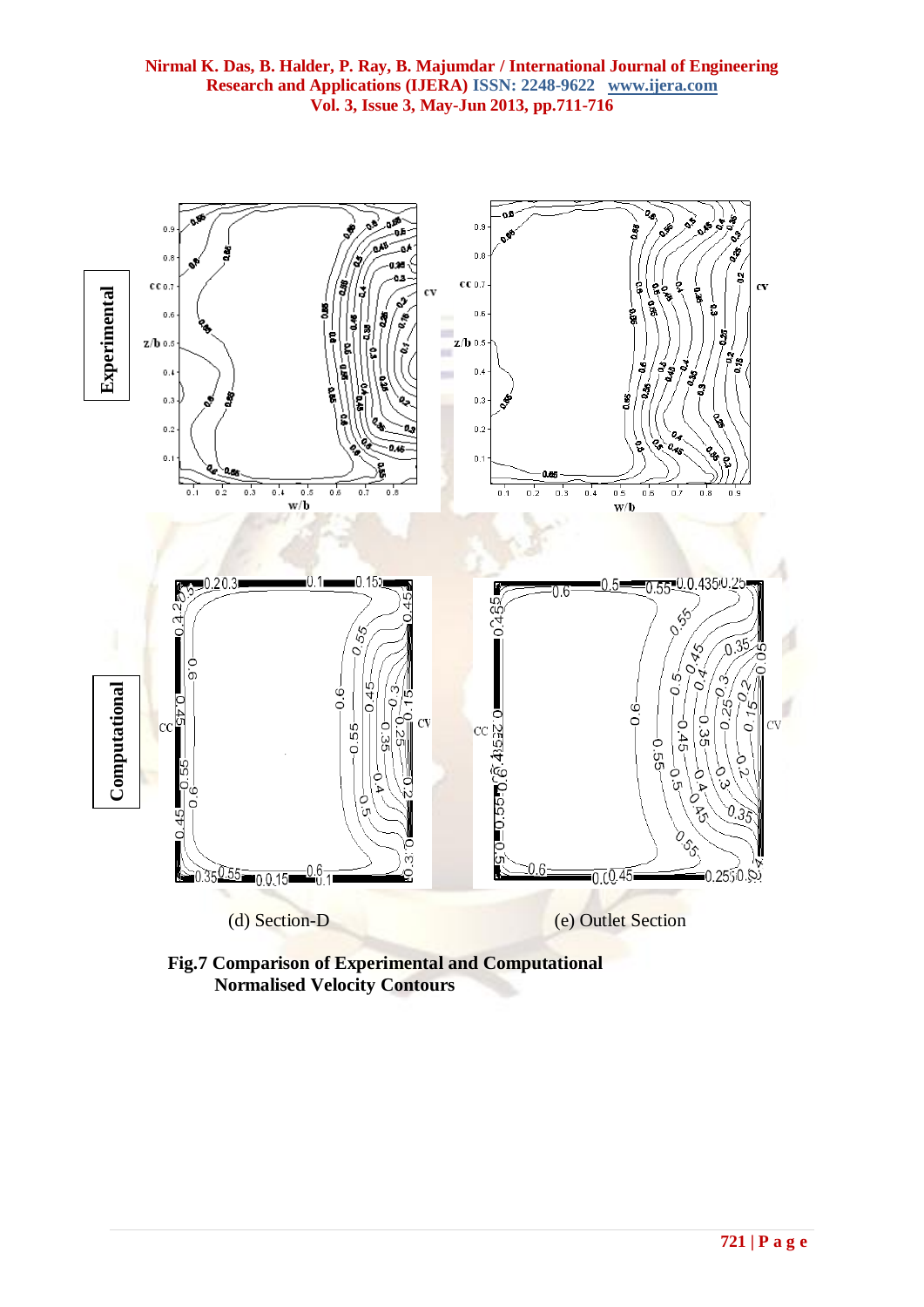(d) Section-D (e) Outlet Section

**Fig.7 Comparison of Experimental and Computational Normalised Velocity Contours**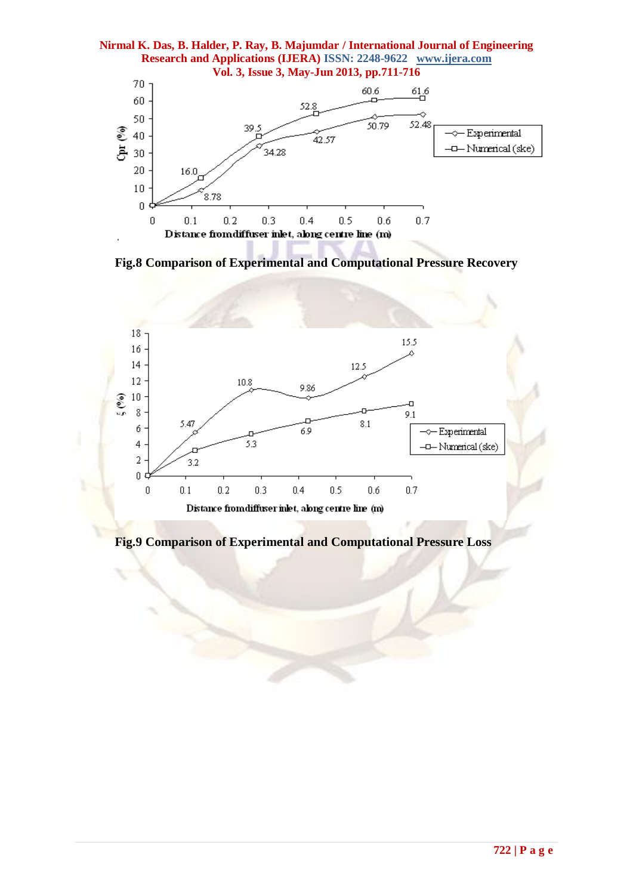70
60
50
40
30
20
10
0

Cpr (%)

0 0.1 0.2 0.3 0.4 0.5 0.6 0.7

Distance from diffuser inlet, along centre line (m)

16.0
8.78
39.5
34.28
52.8
42.57
60.6
50.79
61.6
52.48

Experimental
Numerical (ske)

**Fig.8 Comparison of Experimental and Computational Pressure Recovery**

18
16
14
12
10
8
6
4
2
0

ξ (%)

0 0.1 0.2 0.3 0.4 0.5 0.6 0.7

Distance from diffuser inlet, along centre line (m)

5.47
3.2
10.8
5.3
9.86
6.9
12.5
8.1
15.5
9.1

Experimental
Numerical (ske)

**Fig.9 Comparison of Experimental and Computational Pressure Loss**